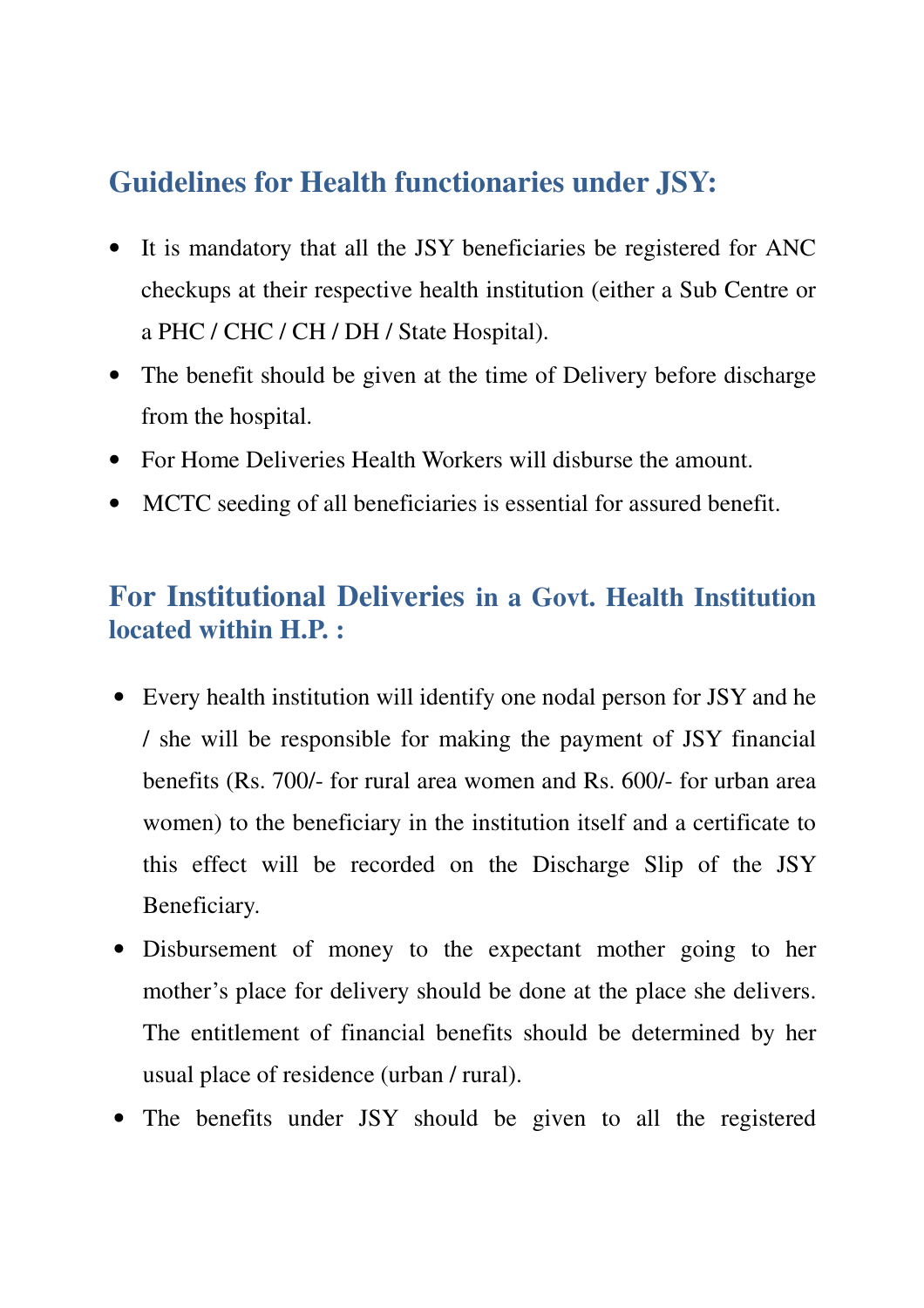## Guidelines for Health functionaries under JSY:

- It is mandatory that all the JSY beneficiaries be registered for ANC checkups at their respective health institution (either a Sub Centre or a PHC / CHC / CH / DH / State Hospital).
- The benefit should be given at the time of Delivery before discharge from the hospital.
- For Home Deliveries Health Workers will disburse the amount.
- MCTC seeding of all beneficiaries is essential for assured benefit.

## For Institutional Deliveries in a Govt. Health Institution located within H.P. :

- Every health institution will identify one nodal person for JSY and he / she will be responsible for making the payment of JSY financial benefits (Rs. 700/- for rural area women and Rs. 600/- for urban area women) to the beneficiary in the institution itself and a certificate to this effect will be recorded on the Discharge Slip of the JSY Beneficiary.
- Disbursement of money to the expectant mother going to her mother's place for delivery should be done at the place she delivers. The entitlement of financial benefits should be determined by her usual place of residence (urban / rural).
- The benefits under JSY should be given to all the registered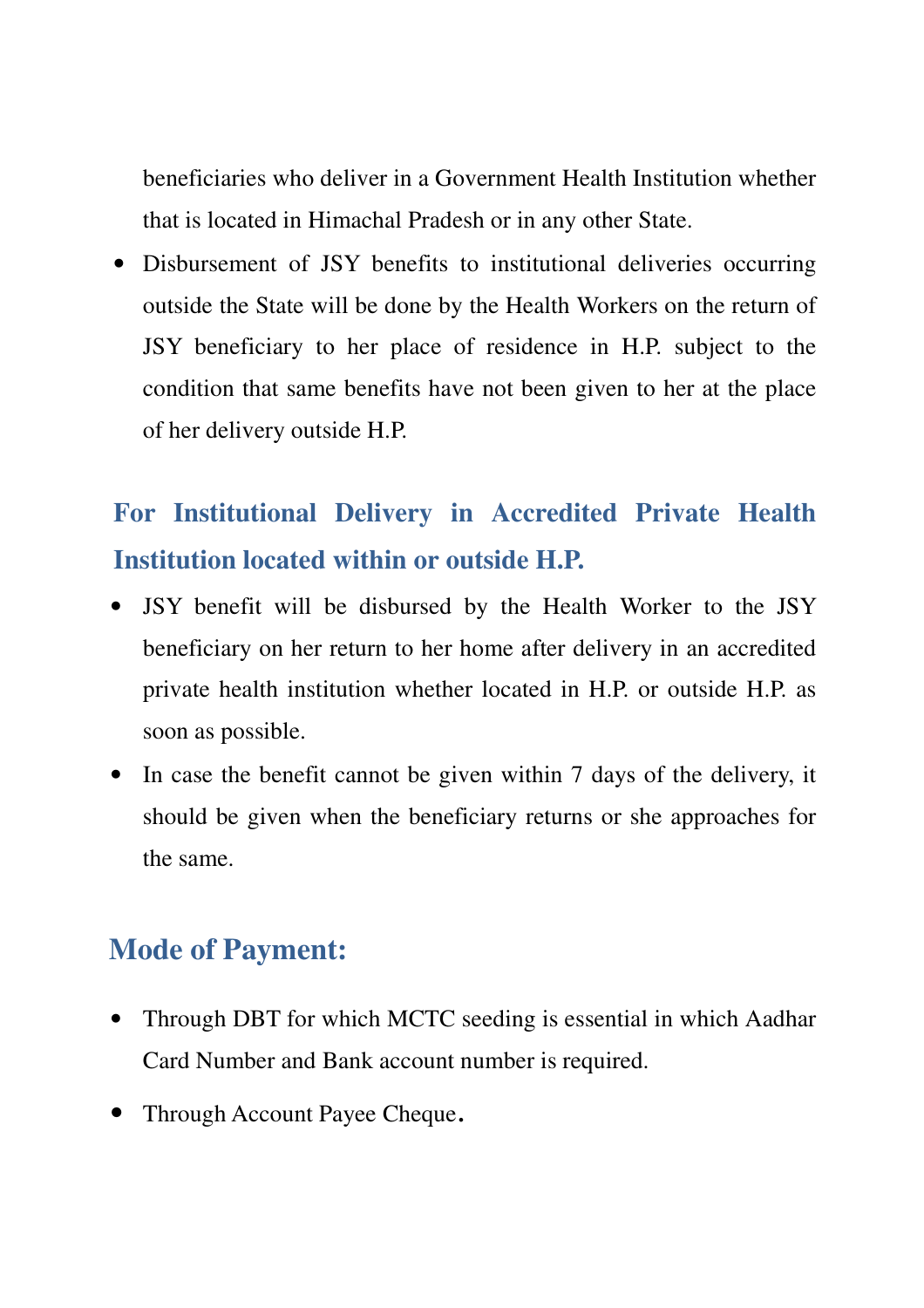beneficiaries who deliver in a Government Health Institution whether that is located in Himachal Pradesh or in any other State.

- Disbursement of JSY benefits to institutional deliveries occurring outside the State will be done by the Health Workers on the return of JSY beneficiary to her place of residence in H.P. subject to the condition that same benefits have not been given to her at the place of her delivery outside H.P.

### For Institutional Delivery in Accredited Private Health Institution located within or outside H.P.

- JSY benefit will be disbursed by the Health Worker to the JSY beneficiary on her return to her home after delivery in an accredited private health institution whether located in H.P. or outside H.P. as soon as possible.
- In case the benefit cannot be given within 7 days of the delivery, it should be given when the beneficiary returns or she approaches for the same.

## Mode of Payment:

- Through DBT for which MCTC seeding is essential in which Aadhar Card Number and Bank account number is required.
- Through Account Payee Cheque.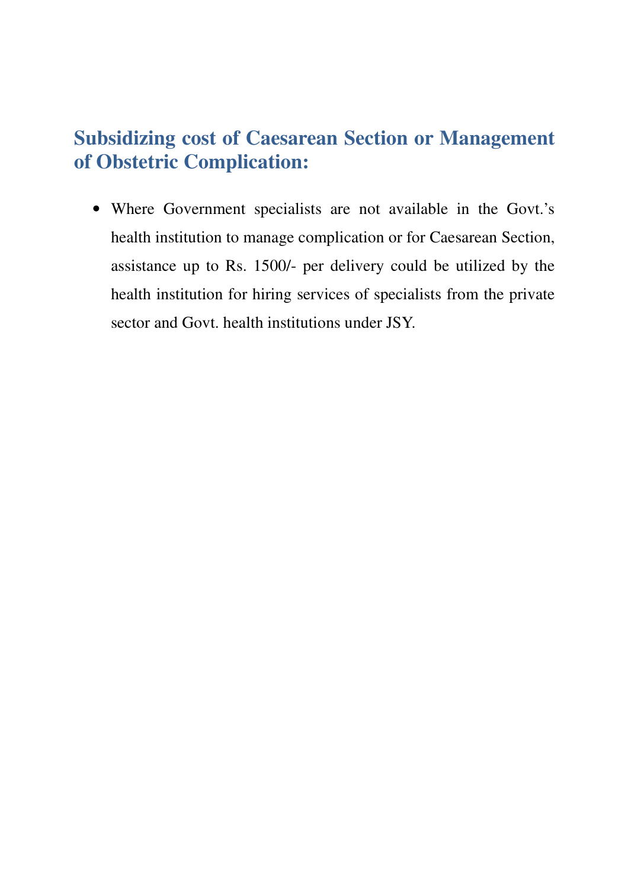## Subsidizing cost of Caesarean Section or Management of Obstetric Complication:

- Where Government specialists are not available in the Govt.'s health institution to manage complication or for Caesarean Section, assistance up to Rs. 1500/- per delivery could be utilized by the health institution for hiring services of specialists from the private sector and Govt. health institutions under JSY.